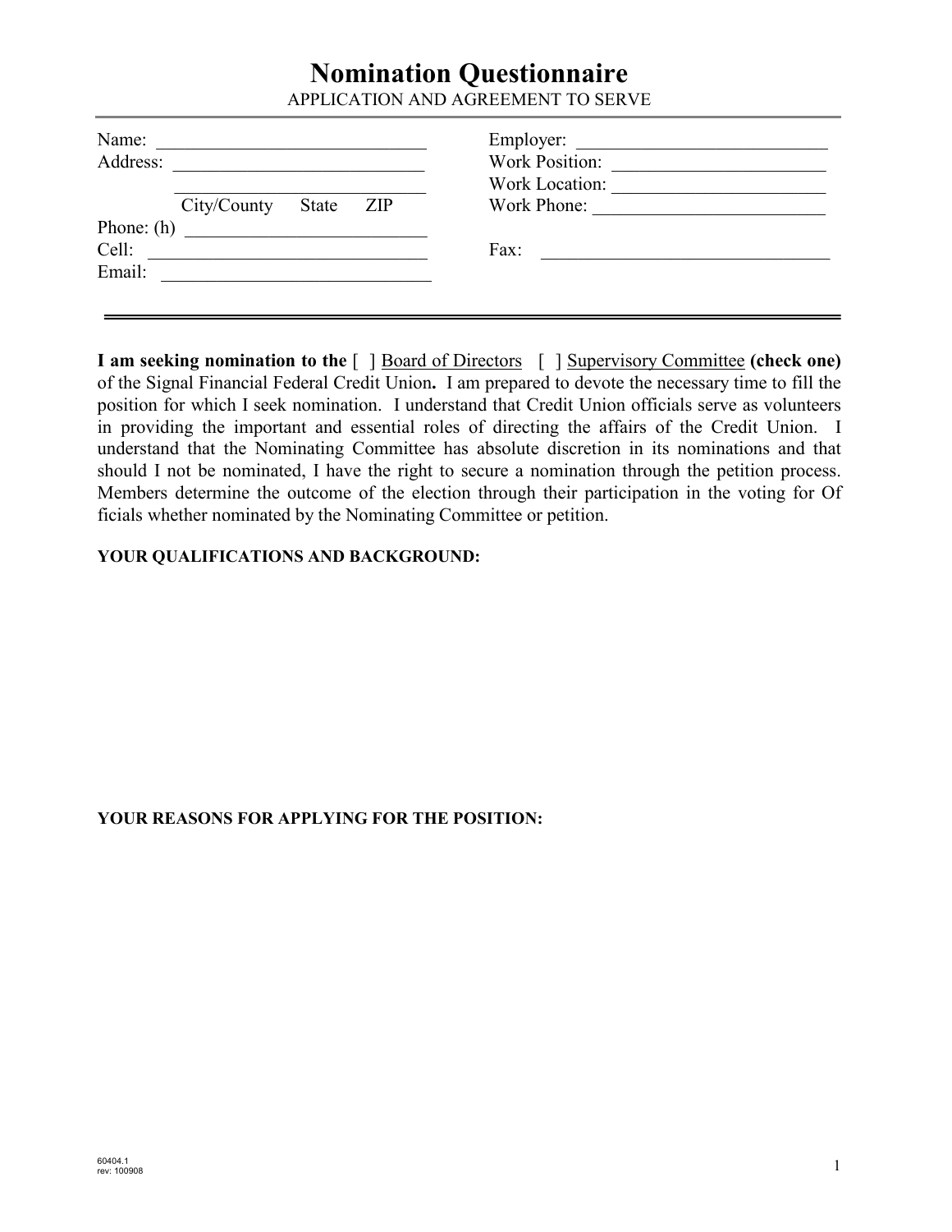# Nomination Questionnaire

APPLICATION AND AGREEMENT TO SERVE

Name: ____________________________

Address: ___________________________

___________________________

City/County State ZIP

Phone: (h) __________________________

Cell: ______________________________

Email: _____________________________

Employer: ___________________________

Work Position: _______________________

Work Location: _______________________

Work Phone: _________________________

Fax: ________________________________

---

**I am seeking nomination to the** [ ] Board of Directors [ ] Supervisory Committee **(check one)** of the Signal Financial Federal Credit Union**.** I am prepared to devote the necessary time to fill the position for which I seek nomination. I understand that Credit Union officials serve as volunteers in providing the important and essential roles of directing the affairs of the Credit Union. I understand that the Nominating Committee has absolute discretion in its nominations and that should I not be nominated, I have the right to secure a nomination through the petition process. Members determine the outcome of the election through their participation in the voting for Of ficials whether nominated by the Nominating Committee or petition.

**YOUR QUALIFICATIONS AND BACKGROUND:**

**YOUR REASONS FOR APPLYING FOR THE POSITION:**

60404.1
rev: 100908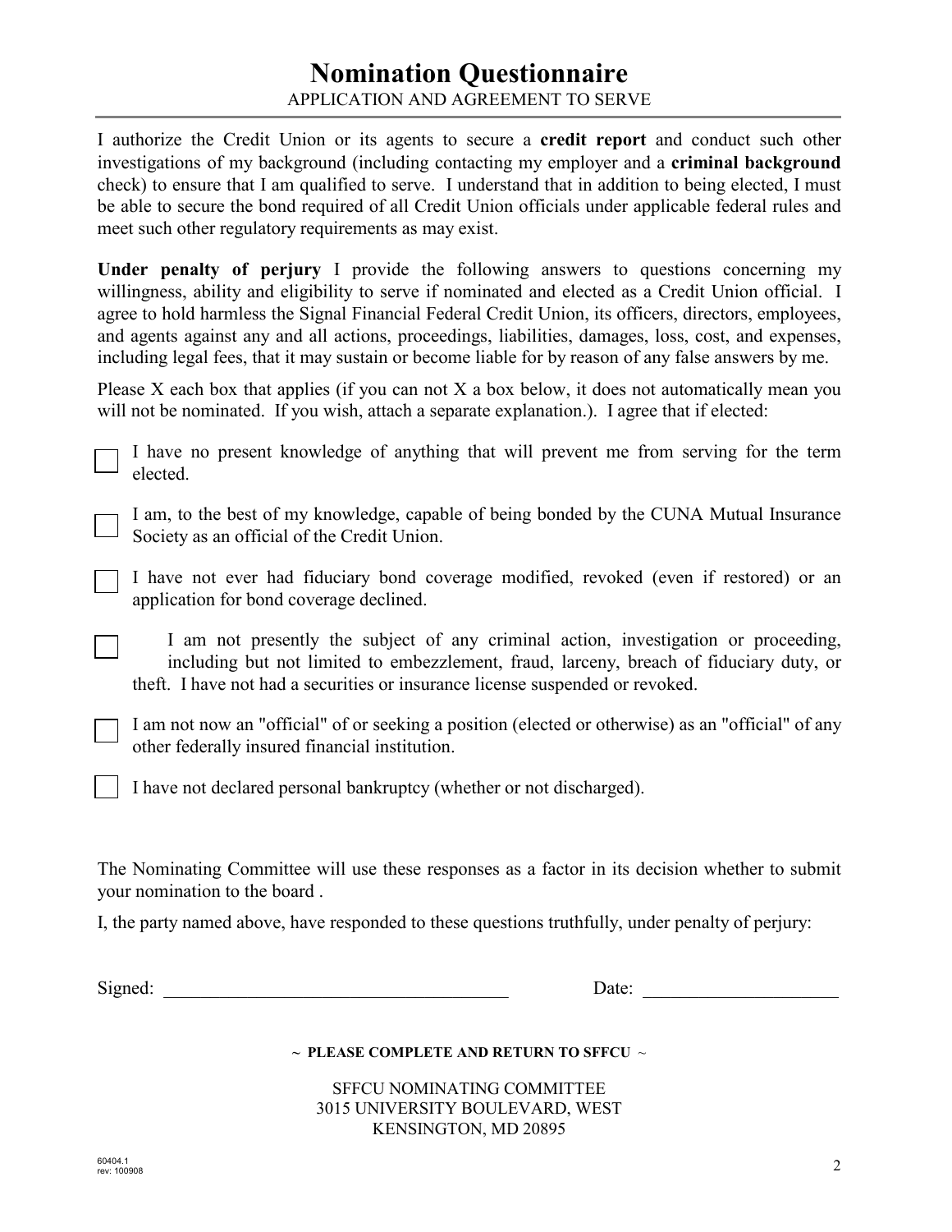# Nomination Questionnaire

APPLICATION AND AGREEMENT TO SERVE

I authorize the Credit Union or its agents to secure a **credit report** and conduct such other investigations of my background (including contacting my employer and a **criminal background** check) to ensure that I am qualified to serve. I understand that in addition to being elected, I must be able to secure the bond required of all Credit Union officials under applicable federal rules and meet such other regulatory requirements as may exist.

**Under penalty of perjury** I provide the following answers to questions concerning my willingness, ability and eligibility to serve if nominated and elected as a Credit Union official. I agree to hold harmless the Signal Financial Federal Credit Union, its officers, directors, employees, and agents against any and all actions, proceedings, liabilities, damages, loss, cost, and expenses, including legal fees, that it may sustain or become liable for by reason of any false answers by me.

Please X each box that applies (if you can not X a box below, it does not automatically mean you will not be nominated. If you wish, attach a separate explanation.). I agree that if elected:

- ☐ I have no present knowledge of anything that will prevent me from serving for the term elected.
- ☐ I am, to the best of my knowledge, capable of being bonded by the CUNA Mutual Insurance Society as an official of the Credit Union.
- ☐ I have not ever had fiduciary bond coverage modified, revoked (even if restored) or an application for bond coverage declined.
- ☐ I am not presently the subject of any criminal action, investigation or proceeding, including but not limited to embezzlement, fraud, larceny, breach of fiduciary duty, or theft. I have not had a securities or insurance license suspended or revoked.
- ☐ I am not now an "official" of or seeking a position (elected or otherwise) as an "official" of any other federally insured financial institution.
- ☐ I have not declared personal bankruptcy (whether or not discharged).

The Nominating Committee will use these responses as a factor in its decision whether to submit your nomination to the board .

I, the party named above, have responded to these questions truthfully, under penalty of perjury:

Signed: ____________________________________ Date: ____________________

**~ PLEASE COMPLETE AND RETURN TO SFFCU ~**

SFFCU NOMINATING COMMITTEE
3015 UNIVERSITY BOULEVARD, WEST
KENSINGTON, MD 20895

60404.1
rev: 100908